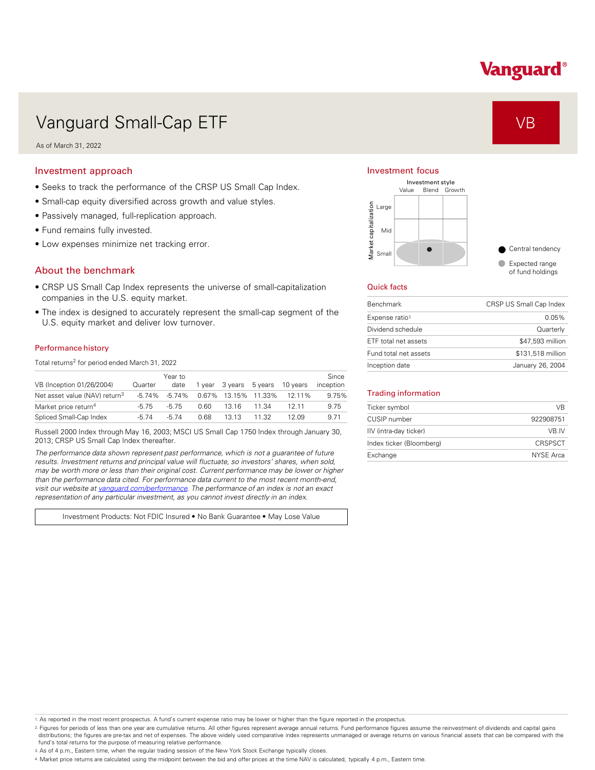Vanguard®

# Vanguard Small-Cap ETF

**VB**

As of March 31, 2022

## Investment approach

- Seeks to track the performance of the CRSP US Small Cap Index.
- Small-cap equity diversified across growth and value styles.
- Passively managed, full-replication approach.
- Fund remains fully invested.
- Low expenses minimize net tracking error.

## About the benchmark

- CRSP US Small Cap Index represents the universe of small-capitalization companies in the U.S. equity market.
- The index is designed to accurately represent the small-cap segment of the U.S. equity market and deliver low turnover.

### Performance history

Total returns[2] for period ended March 31, 2022

| VB (Inception 01/26/2004) | Quarter | Year to date | 1 year | 3 years | 5 years | 10 years | Since inception |
|---|---|---|---|---|---|---|---|
| Net asset value (NAV) return[3] | -5.74% | -5.74% | 0.67% | 13.15% | 11.33% | 12.11% | 9.75% |
| Market price return[4] | -5.75 | -5.75 | 0.60 | 13.16 | 11.34 | 12.11 | 9.75 |
| Spliced Small-Cap Index | -5.74 | -5.74 | 0.68 | 13.13 | 11.32 | 12.09 | 9.71 |

Russell 2000 Index through May 16, 2003; MSCI US Small Cap 1750 Index through January 30, 2013; CRSP US Small Cap Index thereafter.

*The performance data shown represent past performance, which is not a guarantee of future results. Investment returns and principal value will fluctuate, so investors' shares, when sold, may be worth more or less than their original cost. Current performance may be lower or higher than the performance data cited. For performance data current to the most recent month-end, visit our website at vanguard.com/performance. The performance of an index is not an exact representation of any particular investment, as you cannot invest directly in an index.*

Investment Products: Not FDIC Insured • No Bank Guarantee • May Lose Value

## Investment focus

Investment style: Value, Blend, Growth
Market capitalization: Large, Mid, Small

Central tendency: Small / Blend
Expected range of fund holdings: Small

## Quick facts

| | |
|---|---|
| Benchmark | CRSP US Small Cap Index |
| Expense ratio[1] | 0.05% |
| Dividend schedule | Quarterly |
| ETF total net assets | $47,593 million |
| Fund total net assets | $131,518 million |
| Inception date | January 26, 2004 |

## Trading information

| | |
|---|---|
| Ticker symbol | VB |
| CUSIP number | 922908751 |
| IIV (intra-day ticker) | VB.IV |
| Index ticker (Bloomberg) | CRSPSCT |
| Exchange | NYSE Arca |

1. As reported in the most recent prospectus. A fund's current expense ratio may be lower or higher than the figure reported in the prospectus.
2. Figures for periods of less than one year are cumulative returns. All other figures represent average annual returns. Fund performance figures assume the reinvestment of dividends and capital gains distributions; the figures are pre-tax and net of expenses. The above widely used comparative index represents unmanaged or average returns on various financial assets that can be compared with the fund's total returns for the purpose of measuring relative performance.
3. As of 4 p.m., Eastern time, when the regular trading session of the New York Stock Exchange typically closes.
4. Market price returns are calculated using the midpoint between the bid and offer prices at the time NAV is calculated, typically 4 p.m., Eastern time.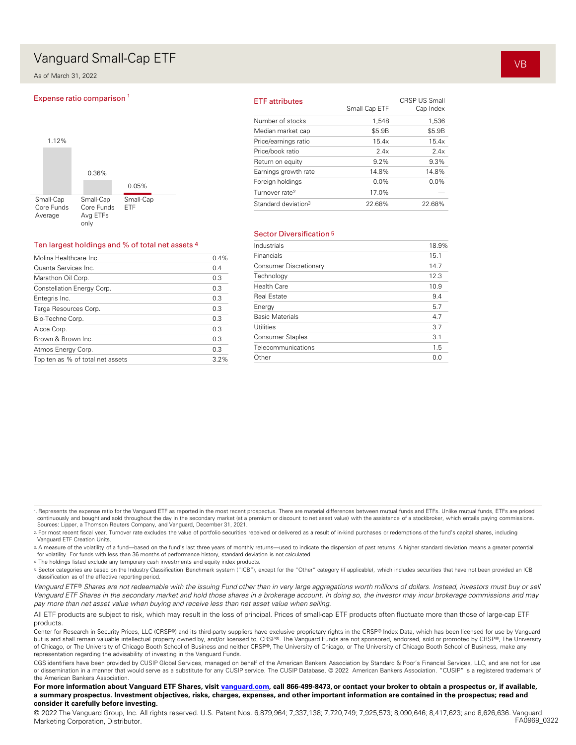# Vanguard Small-Cap ETF

As of March 31, 2022

VB

## Expense ratio comparison [1]

1.12%
Small-Cap Core Funds Average

0.36%
Small-Cap Core Funds Avg ETFs only

0.05%
Small-Cap ETF

## ETF attributes

| | Small-Cap ETF | CRSP US Small Cap Index |
|---|---|---|
| Number of stocks | 1,548 | 1,536 |
| Median market cap | $5.9B | $5.9B |
| Price/earnings ratio | 15.4x | 15.4x |
| Price/book ratio | 2.4x | 2.4x |
| Return on equity | 9.2% | 9.3% |
| Earnings growth rate | 14.8% | 14.8% |
| Foreign holdings | 0.0% | 0.0% |
| Turnover rate[2] | 17.0% | — |
| Standard deviation[3] | 22.68% | 22.68% |

## Ten largest holdings and % of total net assets [4]

| | |
|---|---|
| Molina Healthcare Inc. | 0.4% |
| Quanta Services Inc. | 0.4 |
| Marathon Oil Corp. | 0.3 |
| Constellation Energy Corp. | 0.3 |
| Entegris Inc. | 0.3 |
| Targa Resources Corp. | 0.3 |
| Bio-Techne Corp. | 0.3 |
| Alcoa Corp. | 0.3 |
| Brown & Brown Inc. | 0.3 |
| Atmos Energy Corp. | 0.3 |
| Top ten as % of total net assets | 3.2% |

## Sector Diversification [5]

| | |
|---|---|
| Industrials | 18.9% |
| Financials | 15.1 |
| Consumer Discretionary | 14.7 |
| Technology | 12.3 |
| Health Care | 10.9 |
| Real Estate | 9.4 |
| Energy | 5.7 |
| Basic Materials | 4.7 |
| Utilities | 3.7 |
| Consumer Staples | 3.1 |
| Telecommunications | 1.5 |
| Other | 0.0 |

1. Represents the expense ratio for the Vanguard ETF as reported in the most recent prospectus. There are material differences between mutual funds and ETFs. Unlike mutual funds, ETFs are priced continuously and bought and sold throughout the day in the secondary market (at a premium or discount to net asset value) with the assistance of a stockbroker, which entails paying commissions. Sources: Lipper, a Thomson Reuters Company, and Vanguard, December 31, 2021.
2. For most recent fiscal year. Turnover rate excludes the value of portfolio securities received or delivered as a result of in-kind purchases or redemptions of the fund's capital shares, including Vanguard ETF Creation Units.
3. A measure of the volatility of a fund—based on the fund's last three years of monthly returns—used to indicate the dispersion of past returns. A higher standard deviation means a greater potential for volatility. For funds with less than 36 months of performance history, standard deviation is not calculated.
4. The holdings listed exclude any temporary cash investments and equity index products.
5. Sector categories are based on the Industry Classification Benchmark system ("ICB"), except for the "Other" category (if applicable), which includes securities that have not been provided an ICB classification as of the effective reporting period.

*Vanguard ETF® Shares are not redeemable with the issuing Fund other than in very large aggregations worth millions of dollars. Instead, investors must buy or sell Vanguard ETF Shares in the secondary market and hold those shares in a brokerage account. In doing so, the investor may incur brokerage commissions and may pay more than net asset value when buying and receive less than net asset value when selling.*

All ETF products are subject to risk, which may result in the loss of principal. Prices of small-cap ETF products often fluctuate more than those of large-cap ETF products.

Center for Research in Security Prices, LLC (CRSP®) and its third-party suppliers have exclusive proprietary rights in the CRSP® Index Data, which has been licensed for use by Vanguard but is and shall remain valuable intellectual property owned by, and/or licensed to, CRSP®. The Vanguard Funds are not sponsored, endorsed, sold or promoted by CRSP®, The University of Chicago, or The University of Chicago Booth School of Business and neither CRSP®, The University of Chicago, or The University of Chicago Booth School of Business, make any representation regarding the advisability of investing in the Vanguard Funds.

CGS identifiers have been provided by CUSIP Global Services, managed on behalf of the American Bankers Association by Standard & Poor's Financial Services, LLC, and are not for use or dissemination in a manner that would serve as a substitute for any CUSIP service. The CUSIP Database, © 2022 American Bankers Association. "CUSIP" is a registered trademark of the American Bankers Association.

**For more information about Vanguard ETF Shares, visit vanguard.com, call 866-499-8473, or contact your broker to obtain a prospectus or, if available, a summary prospectus. Investment objectives, risks, charges, expenses, and other important information are contained in the prospectus; read and consider it carefully before investing.**

© 2022 The Vanguard Group, Inc. All rights reserved. U.S. Patent Nos. 6,879,964; 7,337,138; 7,720,749; 7,925,573; 8,090,646; 8,417,623; and 8,626,636. Vanguard Marketing Corporation, Distributor.

FA0969_0322